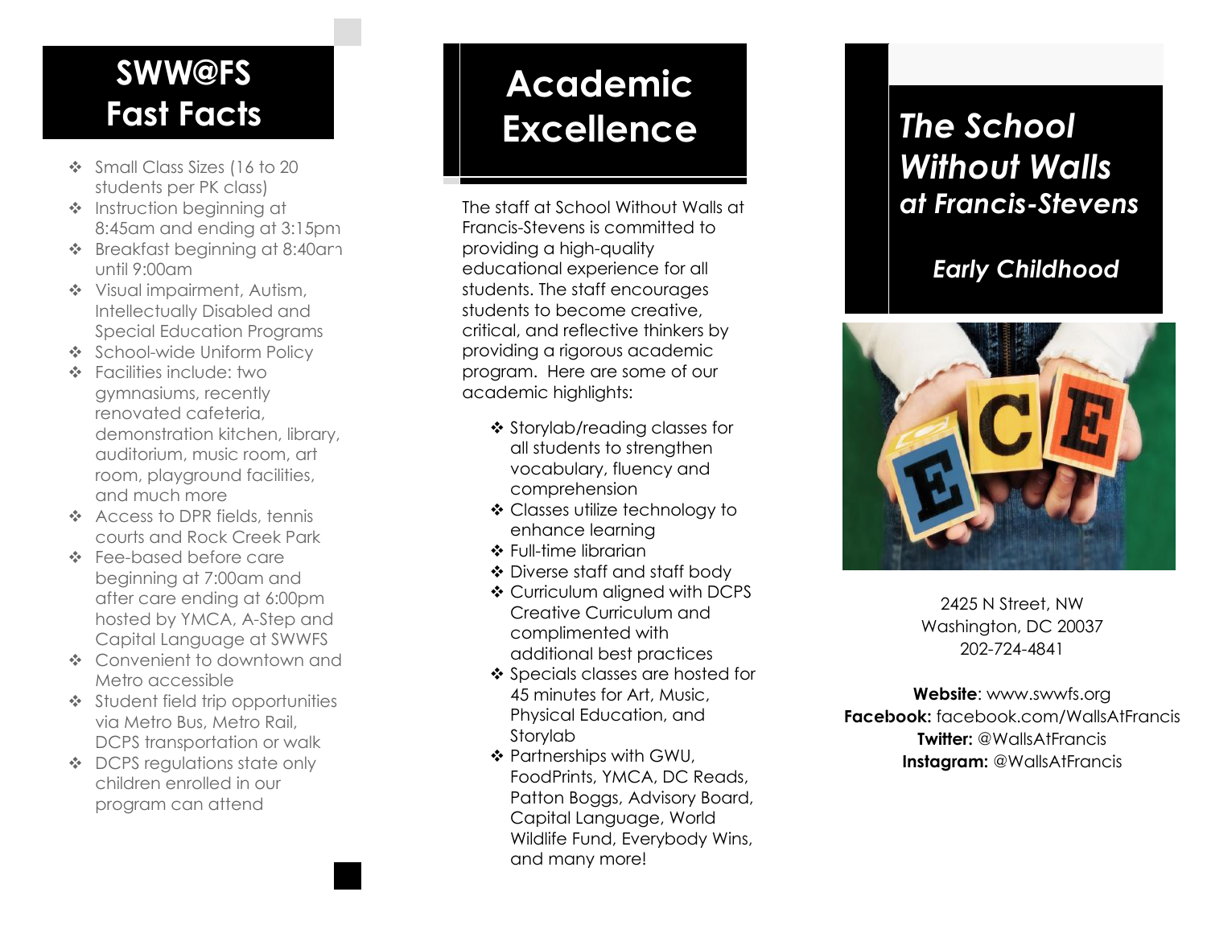## SWW@FS Fast Facts

- Small Class Sizes (16 to 20 students per PK class)
- Instruction beginning at 8:45am and ending at 3:15pm
- Breakfast beginning at 8:40am until 9:00am
- Visual impairment, Autism, Intellectually Disabled and Special Education Programs
- School-wide Uniform Policy
- Facilities include: two gymnasiums, recently renovated cafeteria, demonstration kitchen, library, auditorium, music room, art room, playground facilities, and much more
- Access to DPR fields, tennis courts and Rock Creek Park
- Fee-based before care beginning at 7:00am and after care ending at 6:00pm hosted by YMCA, A-Step and Capital Language at SWWFS
- Convenient to downtown and Metro accessible
- Student field trip opportunities via Metro Bus, Metro Rail, DCPS transportation or walk
- DCPS regulations state only children enrolled in our program can attend

## Academic Excellence

The staff at School Without Walls at Francis-Stevens is committed to providing a high-quality educational experience for all students. The staff encourages students to become creative, critical, and reflective thinkers by providing a rigorous academic program. Here are some of our academic highlights:

- Storylab/reading classes for all students to strengthen vocabulary, fluency and comprehension
- Classes utilize technology to enhance learning
- Full-time librarian
- Diverse staff and staff body
- Curriculum aligned with DCPS Creative Curriculum and complimented with additional best practices
- Specials classes are hosted for 45 minutes for Art, Music, Physical Education, and Storylab
- Partnerships with GWU, FoodPrints, YMCA, DC Reads, Patton Boggs, Advisory Board, Capital Language, World Wildlife Fund, Everybody Wins, and many more!

# *The School Without Walls at Francis-Stevens*

## *Early Childhood*

2425 N Street, NW
Washington, DC 20037
202-724-4841

**Website**: www.swwfs.org
**Facebook:** facebook.com/WallsAtFrancis
**Twitter:** @WallsAtFrancis
**Instagram:** @WallsAtFrancis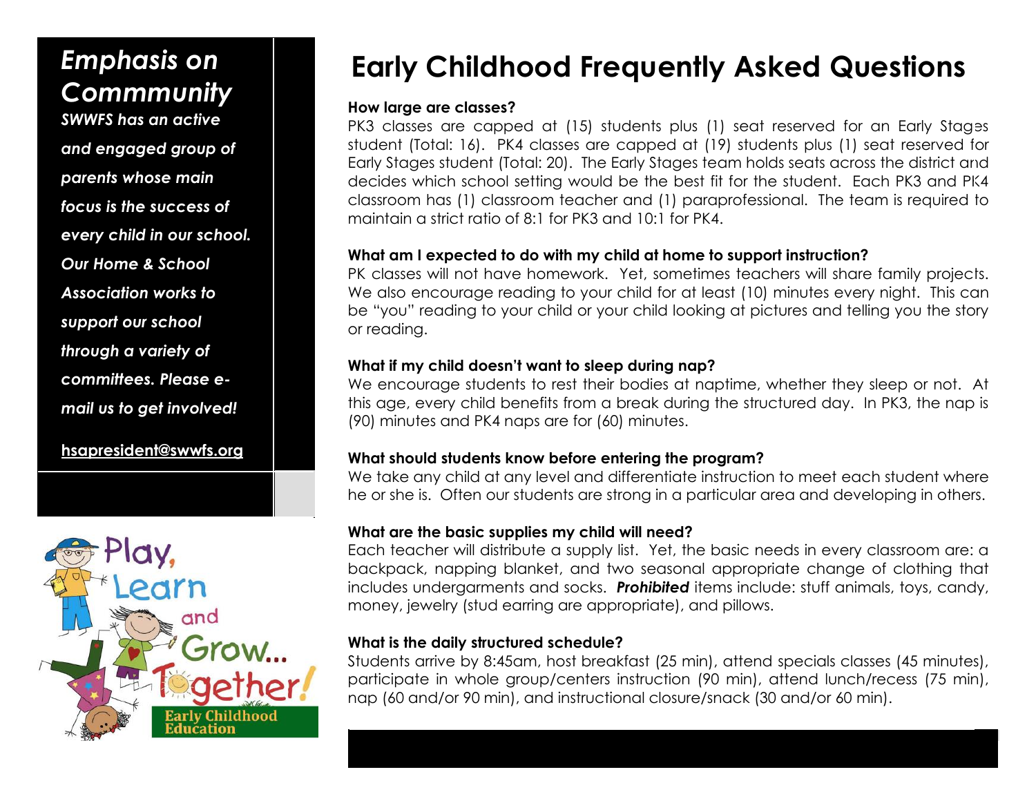## Emphasis on Commmunity

***SWWFS has an active and engaged group of parents whose main focus is the success of every child in our school. Our Home & School Association works to support our school through a variety of committees. Please e-mail us to get involved!***

**hsapresident@swwfs.org**

Play, Learn and Grow... Together!

Early Childhood Education

# Early Childhood Frequently Asked Questions

**How large are classes?**

PK3 classes are capped at (15) students plus (1) seat reserved for an Early Stages student (Total: 16). PK4 classes are capped at (19) students plus (1) seat reserved for Early Stages student (Total: 20). The Early Stages team holds seats across the district and decides which school setting would be the best fit for the student. Each PK3 and PK4 classroom has (1) classroom teacher and (1) paraprofessional. The team is required to maintain a strict ratio of 8:1 for PK3 and 10:1 for PK4.

**What am I expected to do with my child at home to support instruction?**

PK classes will not have homework. Yet, sometimes teachers will share family projects. We also encourage reading to your child for at least (10) minutes every night. This can be "you" reading to your child or your child looking at pictures and telling you the story or reading.

**What if my child doesn't want to sleep during nap?**

We encourage students to rest their bodies at naptime, whether they sleep or not. At this age, every child benefits from a break during the structured day. In PK3, the nap is (90) minutes and PK4 naps are for (60) minutes.

**What should students know before entering the program?**

We take any child at any level and differentiate instruction to meet each student where he or she is. Often our students are strong in a particular area and developing in others.

**What are the basic supplies my child will need?**

Each teacher will distribute a supply list. Yet, the basic needs in every classroom are: a backpack, napping blanket, and two seasonal appropriate change of clothing that includes undergarments and socks. ***Prohibited*** items include: stuff animals, toys, candy, money, jewelry (stud earring are appropriate), and pillows.

**What is the daily structured schedule?**

Students arrive by 8:45am, host breakfast (25 min), attend specials classes (45 minutes), participate in whole group/centers instruction (90 min), attend lunch/recess (75 min), nap (60 and/or 90 min), and instructional closure/snack (30 and/or 60 min).